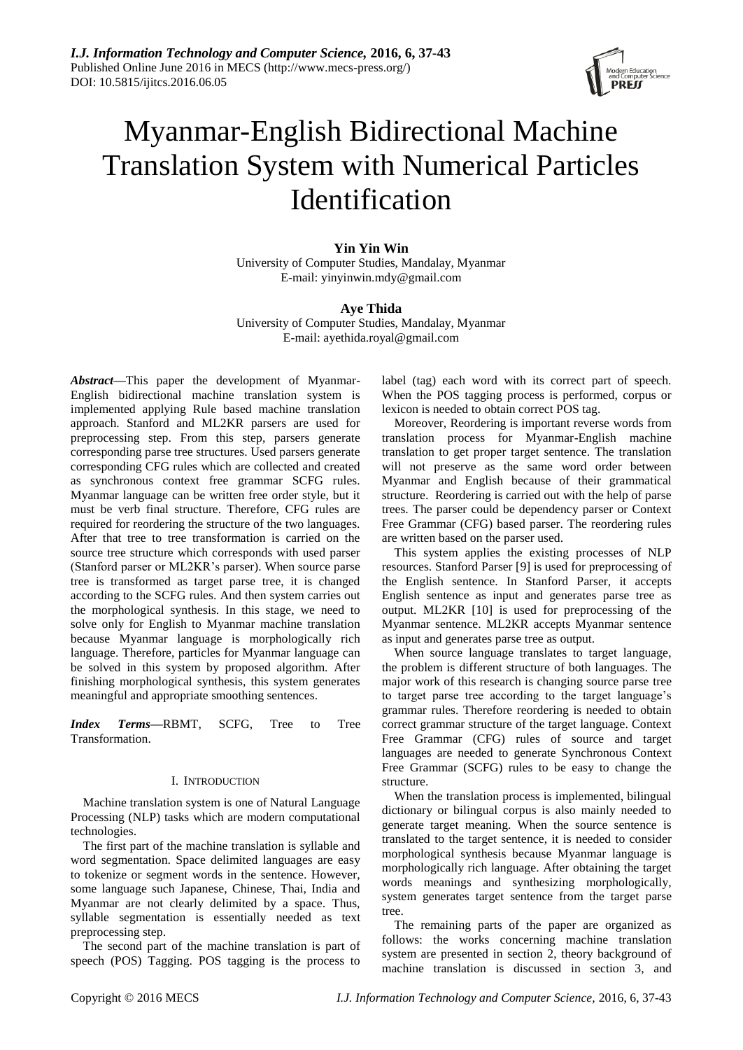# Myanmar-English Bidirectional Machine Translation System with Numerical Particles Identification

**Yin Yin Win**
University of Computer Studies, Mandalay, Myanmar
E-mail: yinyinwin.mdy@gmail.com

**Aye Thida**
University of Computer Studies, Mandalay, Myanmar
E-mail: ayethida.royal@gmail.com

***Abstract*—**This paper the development of Myanmar-English bidirectional machine translation system is implemented applying Rule based machine translation approach. Stanford and ML2KR parsers are used for preprocessing step. From this step, parsers generate corresponding parse tree structures. Used parsers generate corresponding CFG rules which are collected and created as synchronous context free grammar SCFG rules. Myanmar language can be written free order style, but it must be verb final structure. Therefore, CFG rules are required for reordering the structure of the two languages. After that tree to tree transformation is carried on the source tree structure which corresponds with used parser (Stanford parser or ML2KR's parser). When source parse tree is transformed as target parse tree, it is changed according to the SCFG rules. And then system carries out the morphological synthesis. In this stage, we need to solve only for English to Myanmar machine translation because Myanmar language is morphologically rich language. Therefore, particles for Myanmar language can be solved in this system by proposed algorithm. After finishing morphological synthesis, this system generates meaningful and appropriate smoothing sentences.

***Index Terms*—**RBMT, SCFG, Tree to Tree Transformation.

## I. INTRODUCTION

Machine translation system is one of Natural Language Processing (NLP) tasks which are modern computational technologies.

The first part of the machine translation is syllable and word segmentation. Space delimited languages are easy to tokenize or segment words in the sentence. However, some language such Japanese, Chinese, Thai, India and Myanmar are not clearly delimited by a space. Thus, syllable segmentation is essentially needed as text preprocessing step.

The second part of the machine translation is part of speech (POS) Tagging. POS tagging is the process to label (tag) each word with its correct part of speech. When the POS tagging process is performed, corpus or lexicon is needed to obtain correct POS tag.

Moreover, Reordering is important reverse words from translation process for Myanmar-English machine translation to get proper target sentence. The translation will not preserve as the same word order between Myanmar and English because of their grammatical structure. Reordering is carried out with the help of parse trees. The parser could be dependency parser or Context Free Grammar (CFG) based parser. The reordering rules are written based on the parser used.

This system applies the existing processes of NLP resources. Stanford Parser [9] is used for preprocessing of the English sentence. In Stanford Parser, it accepts English sentence as input and generates parse tree as output. ML2KR [10] is used for preprocessing of the Myanmar sentence. ML2KR accepts Myanmar sentence as input and generates parse tree as output.

When source language translates to target language, the problem is different structure of both languages. The major work of this research is changing source parse tree to target parse tree according to the target language's grammar rules. Therefore reordering is needed to obtain correct grammar structure of the target language. Context Free Grammar (CFG) rules of source and target languages are needed to generate Synchronous Context Free Grammar (SCFG) rules to be easy to change the structure.

When the translation process is implemented, bilingual dictionary or bilingual corpus is also mainly needed to generate target meaning. When the source sentence is translated to the target sentence, it is needed to consider morphological synthesis because Myanmar language is morphologically rich language. After obtaining the target words meanings and synthesizing morphologically, system generates target sentence from the target parse tree.

The remaining parts of the paper are organized as follows: the works concerning machine translation system are presented in section 2, theory background of machine translation is discussed in section 3, and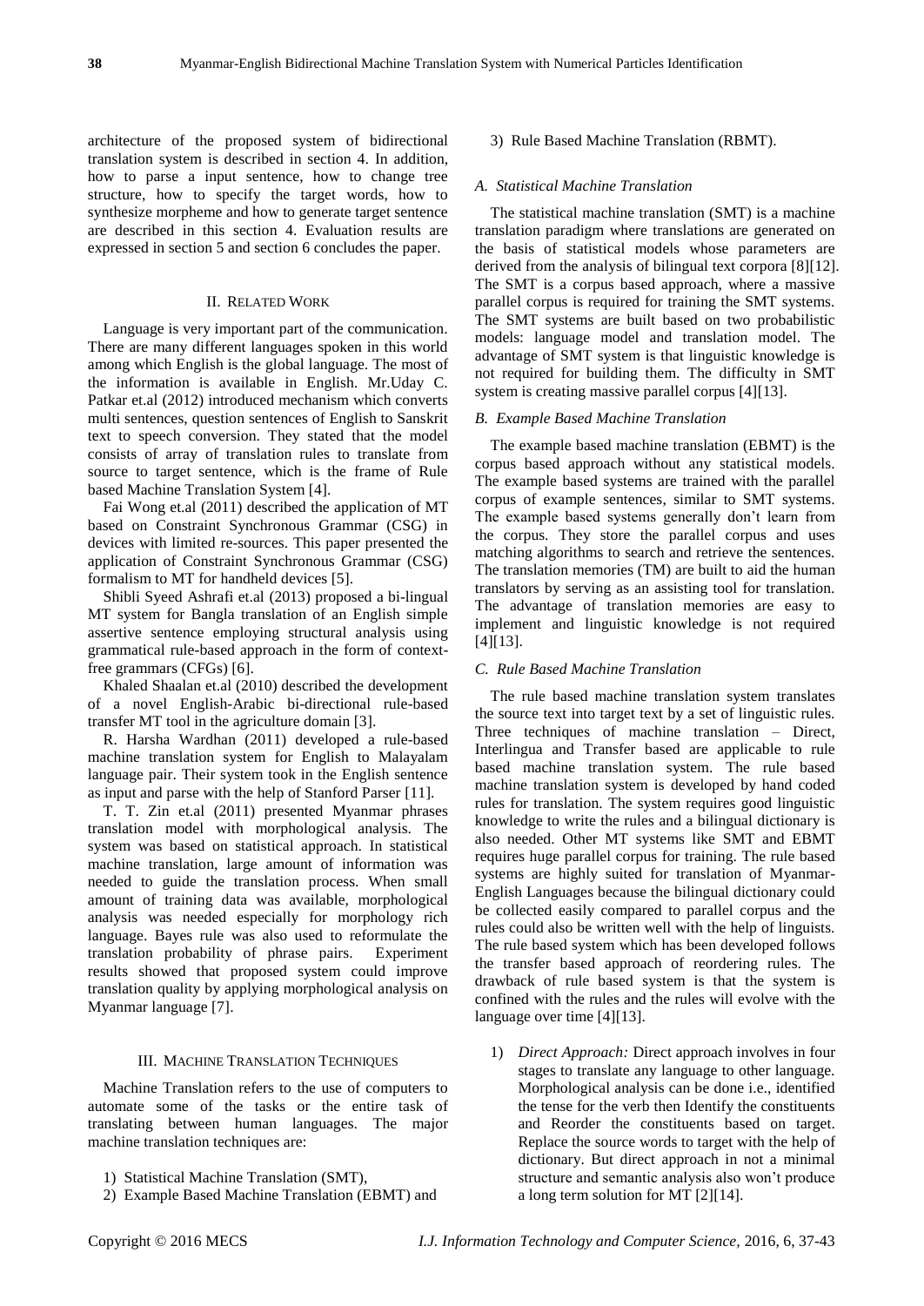architecture of the proposed system of bidirectional translation system is described in section 4. In addition, how to parse a input sentence, how to change tree structure, how to specify the target words, how to synthesize morpheme and how to generate target sentence are described in this section 4. Evaluation results are expressed in section 5 and section 6 concludes the paper.

## II. Related Work

Language is very important part of the communication. There are many different languages spoken in this world among which English is the global language. The most of the information is available in English. Mr.Uday C. Patkar et.al (2012) introduced mechanism which converts multi sentences, question sentences of English to Sanskrit text to speech conversion. They stated that the model consists of array of translation rules to translate from source to target sentence, which is the frame of Rule based Machine Translation System [4].

Fai Wong et.al (2011) described the application of MT based on Constraint Synchronous Grammar (CSG) in devices with limited re-sources. This paper presented the application of Constraint Synchronous Grammar (CSG) formalism to MT for handheld devices [5].

Shibli Syeed Ashrafi et.al (2013) proposed a bi-lingual MT system for Bangla translation of an English simple assertive sentence employing structural analysis using grammatical rule-based approach in the form of context-free grammars (CFGs) [6].

Khaled Shaalan et.al (2010) described the development of a novel English-Arabic bi-directional rule-based transfer MT tool in the agriculture domain [3].

R. Harsha Wardhan (2011) developed a rule-based machine translation system for English to Malayalam language pair. Their system took in the English sentence as input and parse with the help of Stanford Parser [11].

T. T. Zin et.al (2011) presented Myanmar phrases translation model with morphological analysis. The system was based on statistical approach. In statistical machine translation, large amount of information was needed to guide the translation process. When small amount of training data was available, morphological analysis was needed especially for morphology rich language. Bayes rule was also used to reformulate the translation probability of phrase pairs. Experiment results showed that proposed system could improve translation quality by applying morphological analysis on Myanmar language [7].

## III. Machine Translation Techniques

Machine Translation refers to the use of computers to automate some of the tasks or the entire task of translating between human languages. The major machine translation techniques are:

1) Statistical Machine Translation (SMT),
2) Example Based Machine Translation (EBMT) and
3) Rule Based Machine Translation (RBMT).

### *A. Statistical Machine Translation*

The statistical machine translation (SMT) is a machine translation paradigm where translations are generated on the basis of statistical models whose parameters are derived from the analysis of bilingual text corpora [8][12]. The SMT is a corpus based approach, where a massive parallel corpus is required for training the SMT systems. The SMT systems are built based on two probabilistic models: language model and translation model. The advantage of SMT system is that linguistic knowledge is not required for building them. The difficulty in SMT system is creating massive parallel corpus [4][13].

### *B. Example Based Machine Translation*

The example based machine translation (EBMT) is the corpus based approach without any statistical models. The example based systems are trained with the parallel corpus of example sentences, similar to SMT systems. The example based systems generally don't learn from the corpus. They store the parallel corpus and uses matching algorithms to search and retrieve the sentences. The translation memories (TM) are built to aid the human translators by serving as an assisting tool for translation. The advantage of translation memories are easy to implement and linguistic knowledge is not required [4][13].

### *C. Rule Based Machine Translation*

The rule based machine translation system translates the source text into target text by a set of linguistic rules. Three techniques of machine translation – Direct, Interlingua and Transfer based are applicable to rule based machine translation system. The rule based machine translation system is developed by hand coded rules for translation. The system requires good linguistic knowledge to write the rules and a bilingual dictionary is also needed. Other MT systems like SMT and EBMT requires huge parallel corpus for training. The rule based systems are highly suited for translation of Myanmar-English Languages because the bilingual dictionary could be collected easily compared to parallel corpus and the rules could also be written well with the help of linguists. The rule based system which has been developed follows the transfer based approach of reordering rules. The drawback of rule based system is that the system is confined with the rules and the rules will evolve with the language over time [4][13].

1) *Direct Approach:* Direct approach involves in four stages to translate any language to other language. Morphological analysis can be done i.e., identified the tense for the verb then Identify the constituents and Reorder the constituents based on target. Replace the source words to target with the help of dictionary. But direct approach in not a minimal structure and semantic analysis also won't produce a long term solution for MT [2][14].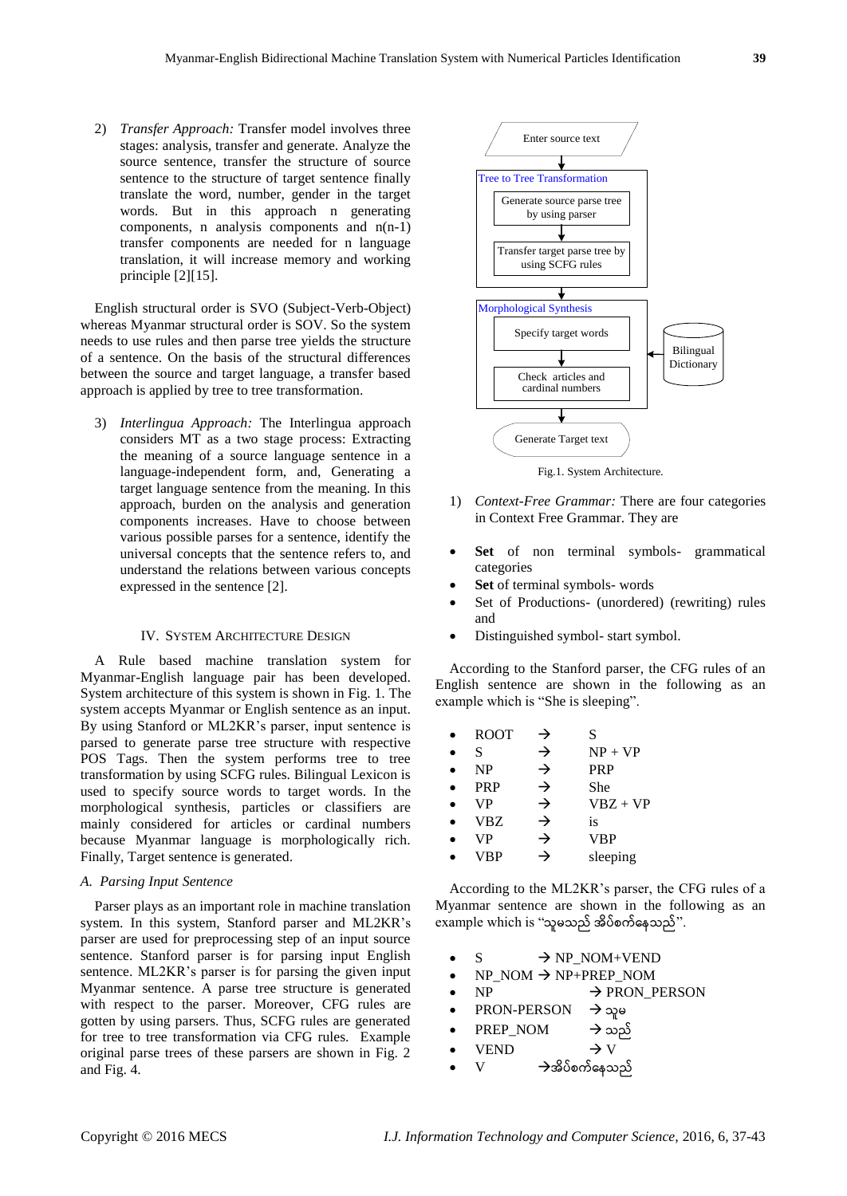2) *Transfer Approach:* Transfer model involves three stages: analysis, transfer and generate. Analyze the source sentence, transfer the structure of source sentence to the structure of target sentence finally translate the word, number, gender in the target words. But in this approach n generating components, n analysis components and n(n-1) transfer components are needed for n language translation, it will increase memory and working principle [2][15].

English structural order is SVO (Subject-Verb-Object) whereas Myanmar structural order is SOV. So the system needs to use rules and then parse tree yields the structure of a sentence. On the basis of the structural differences between the source and target language, a transfer based approach is applied by tree to tree transformation.

3) *Interlingua Approach:* The Interlingua approach considers MT as a two stage process: Extracting the meaning of a source language sentence in a language-independent form, and, Generating a target language sentence from the meaning. In this approach, burden on the analysis and generation components increases. Have to choose between various possible parses for a sentence, identify the universal concepts that the sentence refers to, and understand the relations between various concepts expressed in the sentence [2].

## IV. System Architecture Design

A Rule based machine translation system for Myanmar-English language pair has been developed. System architecture of this system is shown in Fig. 1. The system accepts Myanmar or English sentence as an input. By using Stanford or ML2KR's parser, input sentence is parsed to generate parse tree structure with respective POS Tags. Then the system performs tree to tree transformation by using SCFG rules. Bilingual Lexicon is used to specify source words to target words. In the morphological synthesis, particles or classifiers are mainly considered for articles or cardinal numbers because Myanmar language is morphologically rich. Finally, Target sentence is generated.

### A. Parsing Input Sentence

Parser plays as an important role in machine translation system. In this system, Stanford and ML2KR's parser are used for preprocessing step of an input source sentence. Stanford parser is for parsing input English sentence. ML2KR's parser is for parsing the given input Myanmar sentence. A parse tree structure is generated with respect to the parser. Moreover, CFG rules are gotten by using parsers. Thus, SCFG rules are generated for tree to tree transformation via CFG rules. Example original parse trees of these parsers are shown in Fig. 2 and Fig. 4.

Enter source text → Tree to Tree Transformation [Generate source parse tree by using parser → Transfer target parse tree by using SCFG rules] → Morphological Synthesis [Specify target words → Check articles and cardinal numbers] (← Bilingual Dictionary) → Generate Target text

Fig.1. System Architecture.

1) *Context-Free Grammar:* There are four categories in Context Free Grammar. They are

- **Set** of non terminal symbols- grammatical categories
- **Set** of terminal symbols- words
- Set of Productions- (unordered) (rewriting) rules and
- Distinguished symbol- start symbol.

According to the Stanford parser, the CFG rules of an English sentence are shown in the following as an example which is "She is sleeping".

- ROOT → S
- S → NP + VP
- NP → PRP
- PRP → She
- VP → VBZ + VP
- VBZ → is
- VP → VBP
- VBP → sleeping

According to the ML2KR's parser, the CFG rules of a Myanmar sentence are shown in the following as an example which is "သူမသည် အိပ်စက်နေသည်".

- S → NP_NOM+VEND
- NP_NOM → NP+PREP_NOM
- NP → PRON_PERSON
- PRON-PERSON → သူမ
- PREP_NOM → သည်
- VEND → V
- V →အိပ်စက်နေသည်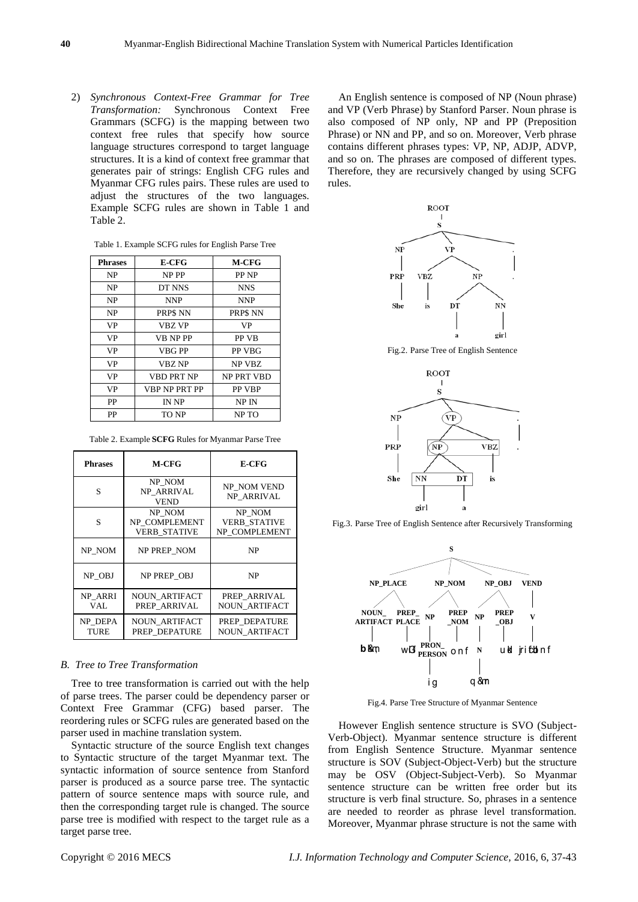2) *Synchronous Context-Free Grammar for Tree Transformation:* Synchronous Context Free Grammars (SCFG) is the mapping between two context free rules that specify how source language structures correspond to target language structures. It is a kind of context free grammar that generates pair of strings: English CFG rules and Myanmar CFG rules pairs. These rules are used to adjust the structures of the two languages. Example SCFG rules are shown in Table 1 and Table 2.

Table 1. Example SCFG rules for English Parse Tree

| Phrases | E-CFG | M-CFG |
|---|---|---|
| NP | NP PP | PP NP |
| NP | DT NNS | NNS |
| NP | NNP | NNP |
| NP | PRP$ NN | PRP$ NN |
| VP | VBZ VP | VP |
| VP | VB NP PP | PP VB |
| VP | VBG PP | PP VBG |
| VP | VBZ NP | NP VBZ |
| VP | VBD PRT NP | NP PRT VBD |
| VP | VBP NP PRT PP | PP VBP |
| PP | IN NP | NP IN |
| PP | TO NP | NP TO |

Table 2. Example **SCFG** Rules for Myanmar Parse Tree

| Phrases | M-CFG | E-CFG |
|---|---|---|
| S | NP_NOM NP_ARRIVAL VEND | NP_NOM VEND NP_ARRIVAL |
| S | NP_NOM NP_COMPLEMENT VERB_STATIVE | NP_NOM VERB_STATIVE NP_COMPLEMENT |
| NP_NOM | NP PREP_NOM | NP |
| NP_OBJ | NP PREP_OBJ | NP |
| NP_ARRIVAL | NOUN_ARTIFACT PREP_ARRIVAL | PREP_ARRIVAL NOUN_ARTIFACT |
| NP_DEPATURE | NOUN_ARTIFACT PREP_DEPATURE | PREP_DEPATURE NOUN_ARTIFACT |

### B. Tree to Tree Transformation

Tree to tree transformation is carried out with the help of parse trees. The parser could be dependency parser or Context Free Grammar (CFG) based parser. The reordering rules or SCFG rules are generated based on the parser used in machine translation system.

Syntactic structure of the source English text changes to Syntactic structure of the target Myanmar text. The syntactic information of source sentence from Stanford parser is produced as a source parse tree. The syntactic pattern of source sentence maps with source rule, and then the corresponding target rule is changed. The source parse tree is modified with respect to the target rule as a target parse tree.

An English sentence is composed of NP (Noun phrase) and VP (Verb Phrase) by Stanford Parser. Noun phrase is also composed of NP only, NP and PP (Preposition Phrase) or NN and PP, and so on. Moreover, Verb phrase contains different phrases types: VP, NP, ADJP, ADVP, and so on. The phrases are composed of different types. Therefore, they are recursively changed by using SCFG rules.

Fig.2. Parse Tree of English Sentence

Fig.3. Parse Tree of English Sentence after Recursively Transforming

Fig.4. Parse Tree Structure of Myanmar Sentence

However English sentence structure is SVO (Subject-Verb-Object). Myanmar sentence structure is different from English Sentence Structure. Myanmar sentence structure is SOV (Subject-Object-Verb) but the structure may be OSV (Object-Subject-Verb). So Myanmar sentence structure can be written free order but its structure is verb final structure. So, phrases in a sentence are needed to reorder as phrase level transformation. Moreover, Myanmar phrase structure is not the same with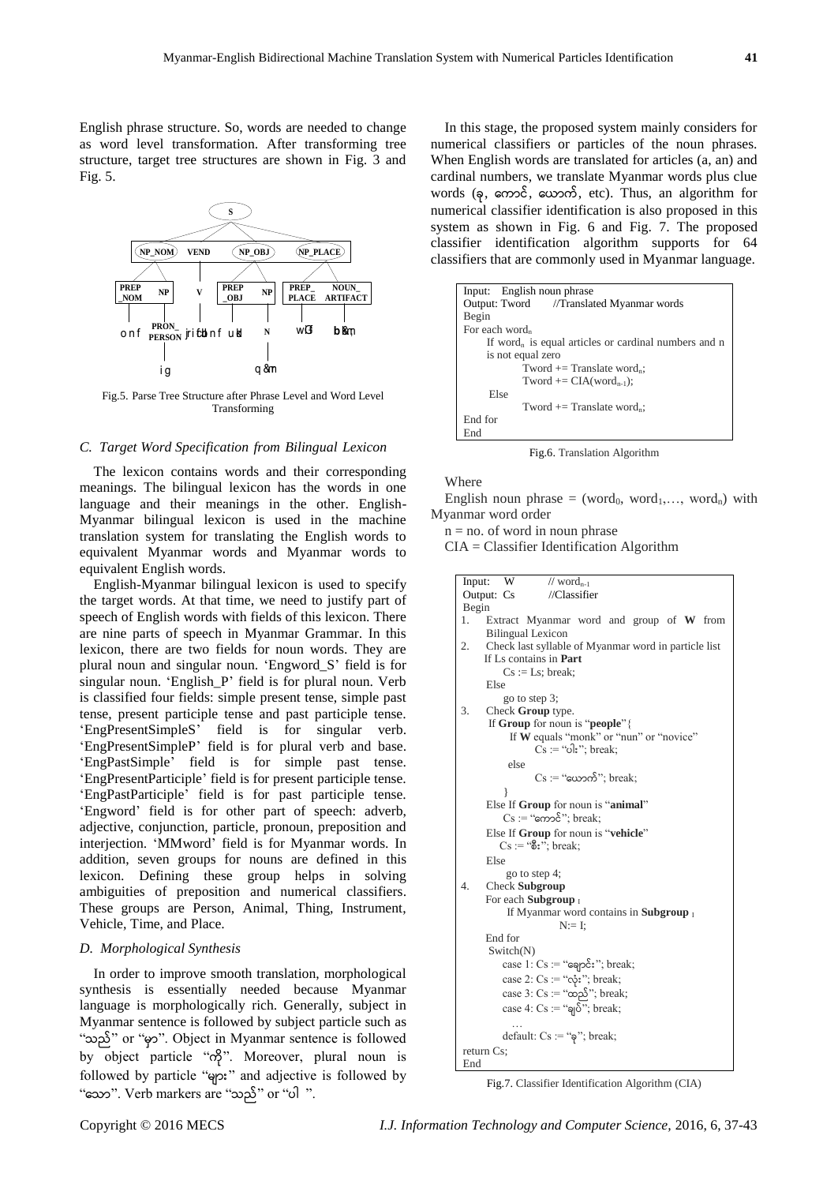English phrase structure. So, words are needed to change as word level transformation. After transforming tree structure, target tree structures are shown in Fig. 3 and Fig. 5.

Fig.5. Parse Tree Structure after Phrase Level and Word Level Transforming

### C. Target Word Specification from Bilingual Lexicon

The lexicon contains words and their corresponding meanings. The bilingual lexicon has the words in one language and their meanings in the other. English-Myanmar bilingual lexicon is used in the machine translation system for translating the English words to equivalent Myanmar words and Myanmar words to equivalent English words.

English-Myanmar bilingual lexicon is used to specify the target words. At that time, we need to justify part of speech of English words with fields of this lexicon. There are nine parts of speech in Myanmar Grammar. In this lexicon, there are two fields for noun words. They are plural noun and singular noun. 'Engword_S' field is for singular noun. 'English_P' field is for plural noun. Verb is classified four fields: simple present tense, simple past tense, present participle tense and past participle tense. 'EngPresentSimpleS' field is for singular verb. 'EngPresentSimpleP' field is for plural verb and base. 'EngPastSimple' field is for simple past tense. 'EngPresentParticiple' field is for present participle tense. 'EngPastParticiple' field is for past participle tense. 'Engword' field is for other part of speech: adverb, adjective, conjunction, particle, pronoun, preposition and interjection. 'MMword' field is for Myanmar words. In addition, seven groups for nouns are defined in this lexicon. Defining these group helps in solving ambiguities of preposition and numerical classifiers. These groups are Person, Animal, Thing, Instrument, Vehicle, Time, and Place.

### D. Morphological Synthesis

In order to improve smooth translation, morphological synthesis is essentially needed because Myanmar language is morphologically rich. Generally, subject in Myanmar sentence is followed by subject particle such as "သည်" or "မှာ". Object in Myanmar sentence is followed by object particle "ကို". Moreover, plural noun is followed by particle "များ" and adjective is followed by "သော". Verb markers are "သည်" or "ပါ ".

In this stage, the proposed system mainly considers for numerical classifiers or particles of the noun phrases. When English words are translated for articles (a, an) and cardinal numbers, we translate Myanmar words plus clue words (ခု, ကောင်, ယောက်, etc). Thus, an algorithm for numerical classifier identification is also proposed in this system as shown in Fig. 6 and Fig. 7. The proposed classifier identification algorithm supports for 64 classifiers that are commonly used in Myanmar language.

```
Input:  English noun phrase
Output: Tword      //Translated Myanmar words
Begin
For each word_n
    If word_n is equal articles or cardinal numbers and n
    is not equal zero
          Tword += Translate word_n;
          Tword += CIA(word_n-1);
    Else
          Tword += Translate word_n;
End for
End
```

Fig.6. Translation Algorithm

Where

English noun phrase = ($word_0$, $word_1$,…, $word_n$) with Myanmar word order

n = no. of word in noun phrase

CIA = Classifier Identification Algorithm

```
Input:  W          // word_n-1
Output: Cs         //Classifier
Begin
1.  Extract Myanmar word and group of W from
    Bilingual Lexicon
2.  Check last syllable of Myanmar word in particle list
    If Ls contains in Part
        Cs := Ls; break;
    Else
        go to step 3;
3.  Check Group type.
    If Group for noun is "people"{
        If W equals "monk" or "nun" or "novice"
            Cs := "ပါး"; break;
        else
            Cs := "ယောက်"; break;
    }
    Else If Group for noun is "animal"
        Cs := "ကောင်"; break;
    Else If Group for noun is "vehicle"
        Cs := "စီး"; break;
    Else
        go to step 4;
4.  Check Subgroup
    For each Subgroup_I
        If Myanmar word contains in Subgroup_I
            N:= I;
    End for
    Switch(N)
        case 1: Cs := "ချောင်း"; break;
        case 2: Cs := "လုံး"; break;
        case 3: Cs := "ထည်"; break;
        case 4: Cs := "ချပ်"; break;
        …
        default: Cs := "ခု"; break;
return Cs;
End
```

Fig.7. Classifier Identification Algorithm (CIA)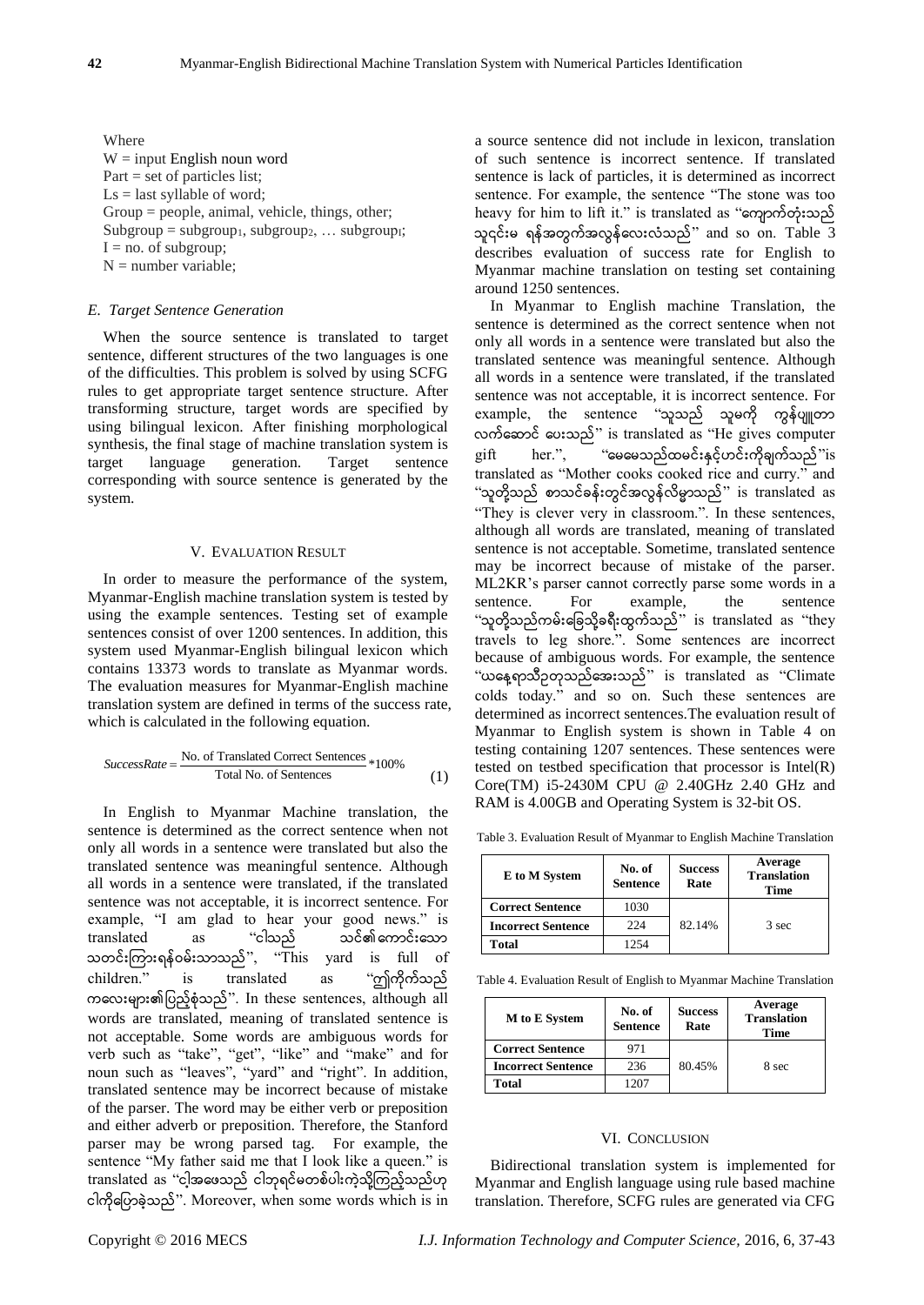Where
W = input English noun word
Part = set of particles list;
Ls = last syllable of word;
Group = people, animal, vehicle, things, other;
Subgroup = $subgroup_1$, $subgroup_2$, … $subgroup_I$;
I = no. of subgroup;
N = number variable;

### E. Target Sentence Generation

When the source sentence is translated to target sentence, different structures of the two languages is one of the difficulties. This problem is solved by using SCFG rules to get appropriate target sentence structure. After transforming structure, target words are specified by using bilingual lexicon. After finishing morphological synthesis, the final stage of machine translation system is target language generation. Target sentence corresponding with source sentence is generated by the system.

## V. Evaluation Result

In order to measure the performance of the system, Myanmar-English machine translation system is tested by using the example sentences. Testing set of example sentences consist of over 1200 sentences. In addition, this system used Myanmar-English bilingual lexicon which contains 13373 words to translate as Myanmar words. The evaluation measures for Myanmar-English machine translation system are defined in terms of the success rate, which is calculated in the following equation.

$$SuccessRate = \frac{\text{No. of Translated Correct Sentences}}{\text{Total No. of Sentences}} * 100\% \quad (1)$$

In English to Myanmar Machine translation, the sentence is determined as the correct sentence when not only all words in a sentence were translated but also the translated sentence was meaningful sentence. Although all words in a sentence were translated, if the translated sentence was not acceptable, it is incorrect sentence. For example, "I am glad to hear your good news." is translated as "ငါသည် သင်၏ကောင်းသော သတင်းကြားရန်ဝမ်းသာသည်", "This yard is full of children." is translated as "ဤကိုက်သည် ကလေးများ၏ပြည့်စုံသည်". In these sentences, although all words are translated, meaning of translated sentence is not acceptable. Some words are ambiguous words for verb such as "take", "get", "like" and "make" and for noun such as "leaves", "yard" and "right". In addition, translated sentence may be incorrect because of mistake of the parser. The word may be either verb or preposition and either adverb or preposition. Therefore, the Stanford parser may be wrong parsed tag. For example, the sentence "My father said me that I look like a queen." is translated as "ငါ့အဖေသည် ငါဘုရင်မတစ်ပါးကဲ့သို့ကြည့်သည်ဟု ငါ့ကိုပြောခဲ့သည်". Moreover, when some words which is in a source sentence did not include in lexicon, translation of such sentence is incorrect sentence. If translated sentence is lack of particles, it is determined as incorrect sentence. For example, the sentence "The stone was too heavy for him to lift it." is translated as "ကျောက်တုံးသည် သူ၎င်းမ ရန်အတွက်အလွန်လေးလံသည်" and so on. Table 3 describes evaluation of success rate for English to Myanmar machine translation on testing set containing around 1250 sentences.

In Myanmar to English machine Translation, the sentence is determined as the correct sentence when not only all words in a sentence were translated but also the translated sentence was meaningful sentence. Although all words in a sentence were translated, if the translated sentence was not acceptable, it is incorrect sentence. For example, the sentence "သူသည် သူမကို ကွန်ပျူတာ လက်ဆောင် ပေးသည်" is translated as "He gives computer gift her.", "မေမေသည်ထမင်းနှင့်ဟင်းကိုချက်သည်"is translated as "Mother cooks cooked rice and curry." and "သူတို့သည် စာသင်ခန်းတွင်အလွန်လိမ္မာသည်" is translated as "They is clever very in classroom.". In these sentences, although all words are translated, meaning of translated sentence is not acceptable. Sometime, translated sentence may be incorrect because of mistake of the parser. ML2KR's parser cannot correctly parse some words in a sentence. For example, the sentence "သူတို့သည်ကမ်းခြေသို့ခရီးထွက်သည်" is translated as "they travels to leg shore.". Some sentences are incorrect because of ambiguous words. For example, the sentence "ယနေ့ရာသီဥတုသည်အေးသည်" is translated as "Climate colds today." and so on. Such these sentences are determined as incorrect sentences.The evaluation result of Myanmar to English system is shown in Table 4 on testing containing 1207 sentences. These sentences were tested on testbed specification that processor is Intel(R) Core(TM) i5-2430M CPU @ 2.40GHz 2.40 GHz and RAM is 4.00GB and Operating System is 32-bit OS.

Table 3. Evaluation Result of Myanmar to English Machine Translation

| E to M System | No. of Sentence | Success Rate | Average Translation Time |
|---|---|---|---|
| Correct Sentence | 1030 | 82.14% | 3 sec |
| Incorrect Sentence | 224 | | |
| Total | 1254 | | |

Table 4. Evaluation Result of English to Myanmar Machine Translation

| M to E System | No. of Sentence | Success Rate | Average Translation Time |
|---|---|---|---|
| Correct Sentence | 971 | 80.45% | 8 sec |
| Incorrect Sentence | 236 | | |
| Total | 1207 | | |

## VI. Conclusion

Bidirectional translation system is implemented for Myanmar and English language using rule based machine translation. Therefore, SCFG rules are generated via CFG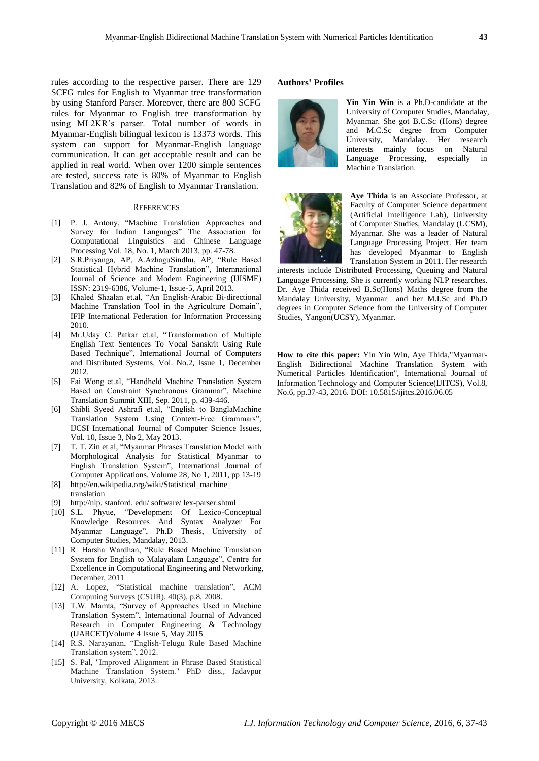rules according to the respective parser. There are 129 SCFG rules for English to Myanmar tree transformation by using Stanford Parser. Moreover, there are 800 SCFG rules for Myanmar to English tree transformation by using ML2KR's parser. Total number of words in Myanmar-English bilingual lexicon is 13373 words. This system can support for Myanmar-English language communication. It can get acceptable result and can be applied in real world. When over 1200 simple sentences are tested, success rate is 80% of Myanmar to English Translation and 82% of English to Myanmar Translation.

## References

[1] P. J. Antony, "Machine Translation Approaches and Survey for Indian Languages" The Association for Computational Linguistics and Chinese Language Processing Vol. 18, No. 1, March 2013, pp. 47-78.

[2] S.R.Priyanga, AP, A.AzhaguSindhu, AP, "Rule Based Statistical Hybrid Machine Translation", Internnational Journal of Science and Modern Engineering (IJISME) ISSN: 2319-6386, Volume-1, Issue-5, April 2013.

[3] Khaled Shaalan et.al, "An English-Arabic Bi-directional Machine Translation Tool in the Agriculture Domain", IFIP International Federation for Information Processing 2010.

[4] Mr.Uday C. Patkar et.al, "Transformation of Multiple English Text Sentences To Vocal Sanskrit Using Rule Based Technique", International Journal of Computers and Distributed Systems, Vol. No.2, Issue 1, December 2012.

[5] Fai Wong et.al, "Handheld Machine Translation System Based on Constraint Synchronous Grammar", Machine Translation Summit XIII, Sep. 2011, p. 439-446.

[6] Shibli Syeed Ashrafi et.al, "English to BanglaMachine Translation System Using Context-Free Grammars", IJCSI International Journal of Computer Science Issues, Vol. 10, Issue 3, No 2, May 2013.

[7] T. T. Zin et al, "Myanmar Phrases Translation Model with Morphological Analysis for Statistical Myanmar to English Translation System", International Journal of Computer Applications, Volume 28, No 1, 2011, pp 13-19

[8] http://en.wikipedia.org/wiki/Statistical_machine_translation

[9] http://nlp. stanford. edu/ software/ lex-parser.shtml

[10] S.L. Phyue, "Development Of Lexico-Conceptual Knowledge Resources And Syntax Analyzer For Myanmar Language", Ph.D Thesis, University of Computer Studies, Mandalay, 2013.

[11] R. Harsha Wardhan, "Rule Based Machine Translation System for English to Malayalam Language", Centre for Excellence in Computational Engineering and Networking, December, 2011

[12] A. Lopez, "Statistical machine translation", ACM Computing Surveys (CSUR), 40(3), p.8, 2008.

[13] T.W. Mamta, "Survey of Approaches Used in Machine Translation System", International Journal of Advanced Research in Computer Engineering & Technology (IJARCET)Volume 4 Issue 5, May 2015

[14] R.S. Narayanan, "English-Telugu Rule Based Machine Translation system", 2012.

[15] S. Pal, "Improved Alignment in Phrase Based Statistical Machine Translation System." PhD diss., Jadavpur University, Kolkata, 2013.

## Authors' Profiles

**Yin Yin Win** is a Ph.D-candidate at the University of Computer Studies, Mandalay, Myanmar. She got B.C.Sc (Hons) degree and M.C.Sc degree from Computer University, Mandalay. Her research interests mainly focus on Natural Language Processing, especially in Machine Translation.

**Aye Thida** is an Associate Professor, at Faculty of Computer Science department (Artificial Intelligence Lab), University of Computer Studies, Mandalay (UCSM), Myanmar. She was a leader of Natural Language Processing Project. Her team has developed Myanmar to English Translation System in 2011. Her research interests include Distributed Processing, Queuing and Natural Language Processing. She is currently working NLP researches. Dr. Aye Thida received B.Sc(Hons) Maths degree from the Mandalay University, Myanmar and her M.I.Sc and Ph.D degrees in Computer Science from the University of Computer Studies, Yangon(UCSY), Myanmar.

**How to cite this paper:** Yin Yin Win, Aye Thida,"Myanmar-English Bidirectional Machine Translation System with Numerical Particles Identification", International Journal of Information Technology and Computer Science(IJITCS), Vol.8, No.6, pp.37-43, 2016. DOI: 10.5815/ijitcs.2016.06.05